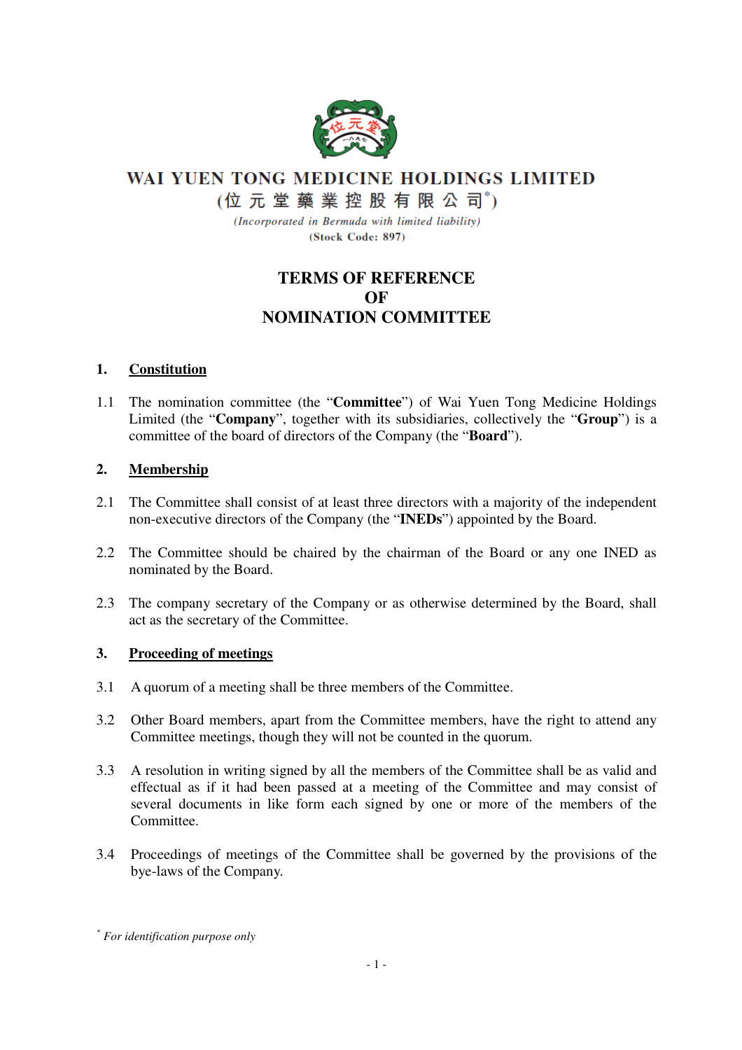# WAI YUEN TONG MEDICINE HOLDINGS LIMITED

**(位元堂藥業控股有限公司*)**

*(Incorporated in Bermuda with limited liability)*

**(Stock Code: 897)**

## TERMS OF REFERENCE OF NOMINATION COMMITTEE

### 1. Constitution

1.1 The nomination committee (the "**Committee**") of Wai Yuen Tong Medicine Holdings Limited (the "**Company**", together with its subsidiaries, collectively the "**Group**") is a committee of the board of directors of the Company (the "**Board**").

### 2. Membership

2.1 The Committee shall consist of at least three directors with a majority of the independent non-executive directors of the Company (the "**INEDs**") appointed by the Board.

2.2 The Committee should be chaired by the chairman of the Board or any one INED as nominated by the Board.

2.3 The company secretary of the Company or as otherwise determined by the Board, shall act as the secretary of the Committee.

### 3. Proceeding of meetings

3.1 A quorum of a meeting shall be three members of the Committee.

3.2 Other Board members, apart from the Committee members, have the right to attend any Committee meetings, though they will not be counted in the quorum.

3.3 A resolution in writing signed by all the members of the Committee shall be as valid and effectual as if it had been passed at a meeting of the Committee and may consist of several documents in like form each signed by one or more of the members of the Committee.

3.4 Proceedings of meetings of the Committee shall be governed by the provisions of the bye-laws of the Company.

\* *For identification purpose only*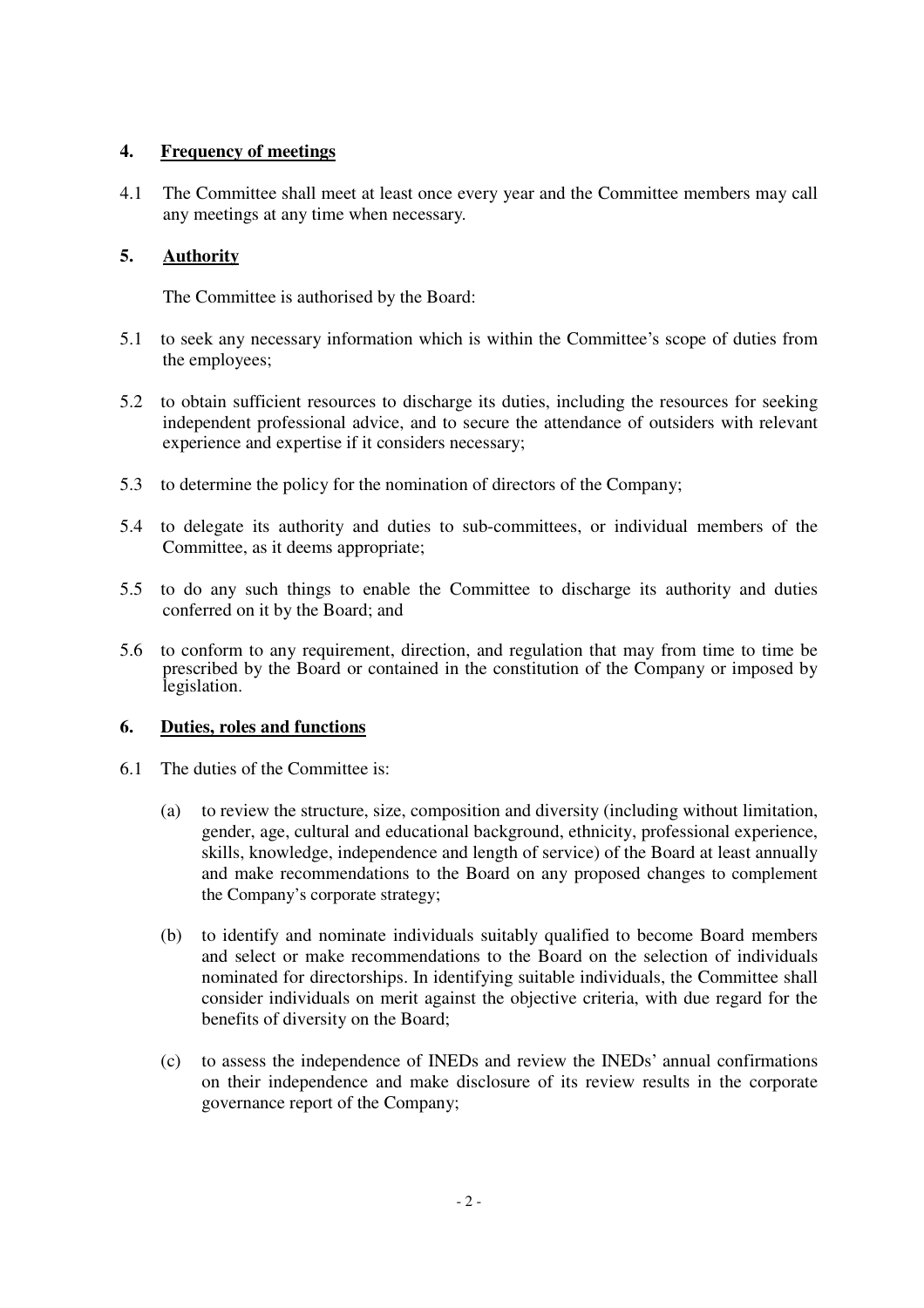## 4. Frequency of meetings

4.1 The Committee shall meet at least once every year and the Committee members may call any meetings at any time when necessary.

## 5. Authority

The Committee is authorised by the Board:

5.1 to seek any necessary information which is within the Committee's scope of duties from the employees;

5.2 to obtain sufficient resources to discharge its duties, including the resources for seeking independent professional advice, and to secure the attendance of outsiders with relevant experience and expertise if it considers necessary;

5.3 to determine the policy for the nomination of directors of the Company;

5.4 to delegate its authority and duties to sub-committees, or individual members of the Committee, as it deems appropriate;

5.5 to do any such things to enable the Committee to discharge its authority and duties conferred on it by the Board; and

5.6 to conform to any requirement, direction, and regulation that may from time to time be prescribed by the Board or contained in the constitution of the Company or imposed by legislation.

## 6. Duties, roles and functions

6.1 The duties of the Committee is:

(a) to review the structure, size, composition and diversity (including without limitation, gender, age, cultural and educational background, ethnicity, professional experience, skills, knowledge, independence and length of service) of the Board at least annually and make recommendations to the Board on any proposed changes to complement the Company's corporate strategy;

(b) to identify and nominate individuals suitably qualified to become Board members and select or make recommendations to the Board on the selection of individuals nominated for directorships. In identifying suitable individuals, the Committee shall consider individuals on merit against the objective criteria, with due regard for the benefits of diversity on the Board;

(c) to assess the independence of INEDs and review the INEDs' annual confirmations on their independence and make disclosure of its review results in the corporate governance report of the Company;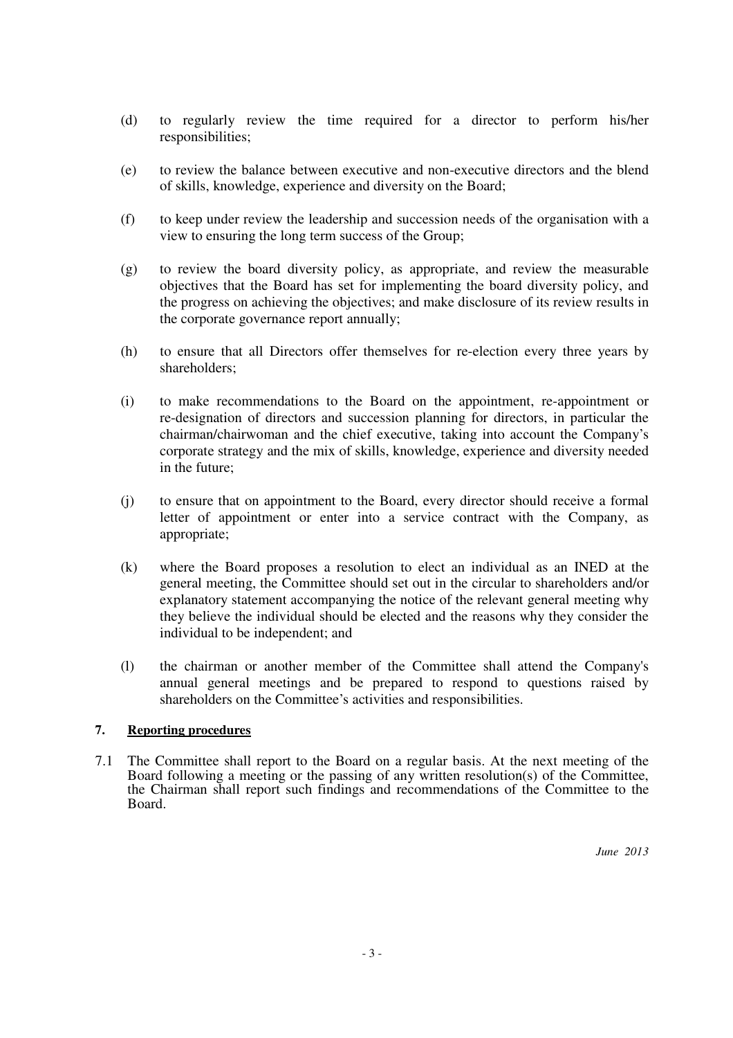(d) to regularly review the time required for a director to perform his/her responsibilities;

(e) to review the balance between executive and non-executive directors and the blend of skills, knowledge, experience and diversity on the Board;

(f) to keep under review the leadership and succession needs of the organisation with a view to ensuring the long term success of the Group;

(g) to review the board diversity policy, as appropriate, and review the measurable objectives that the Board has set for implementing the board diversity policy, and the progress on achieving the objectives; and make disclosure of its review results in the corporate governance report annually;

(h) to ensure that all Directors offer themselves for re-election every three years by shareholders;

(i) to make recommendations to the Board on the appointment, re-appointment or re-designation of directors and succession planning for directors, in particular the chairman/chairwoman and the chief executive, taking into account the Company's corporate strategy and the mix of skills, knowledge, experience and diversity needed in the future;

(j) to ensure that on appointment to the Board, every director should receive a formal letter of appointment or enter into a service contract with the Company, as appropriate;

(k) where the Board proposes a resolution to elect an individual as an INED at the general meeting, the Committee should set out in the circular to shareholders and/or explanatory statement accompanying the notice of the relevant general meeting why they believe the individual should be elected and the reasons why they consider the individual to be independent; and

(l) the chairman or another member of the Committee shall attend the Company's annual general meetings and be prepared to respond to questions raised by shareholders on the Committee's activities and responsibilities.

## 7. Reporting procedures

7.1 The Committee shall report to the Board on a regular basis. At the next meeting of the Board following a meeting or the passing of any written resolution(s) of the Committee, the Chairman shall report such findings and recommendations of the Committee to the Board.

*June 2013*